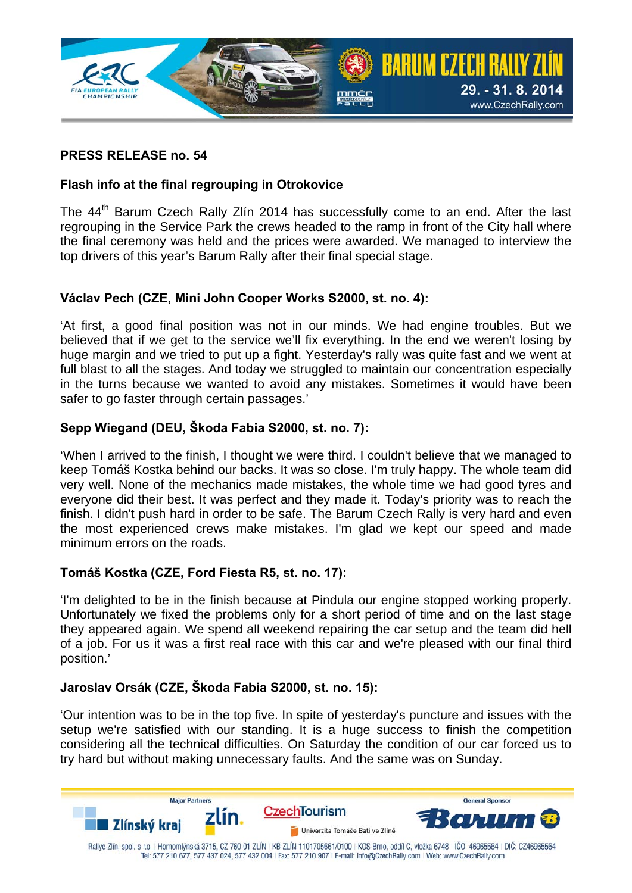## PRESS RELEASE no. 54

### Flash info at the final regrouping in Otrokovice

The 44th Barum Czech Rally Zlín 2014 has successfully come to an end. After the last regrouping in the Service Park the crews headed to the ramp in front of the City hall where the final ceremony was held and the prices were awarded. We managed to interview the top drivers of this year's Barum Rally after their final special stage.

### Václav Pech (CZE, Mini John Cooper Works S2000, st. no. 4):

'At first, a good final position was not in our minds. We had engine troubles. But we believed that if we get to the service we'll fix everything. In the end we weren't losing by huge margin and we tried to put up a fight. Yesterday's rally was quite fast and we went at full blast to all the stages. And today we struggled to maintain our concentration especially in the turns because we wanted to avoid any mistakes. Sometimes it would have been safer to go faster through certain passages.'

### Sepp Wiegand (DEU, Škoda Fabia S2000, st. no. 7):

'When I arrived to the finish, I thought we were third. I couldn't believe that we managed to keep Tomáš Kostka behind our backs. It was so close. I'm truly happy. The whole team did very well. None of the mechanics made mistakes, the whole time we had good tyres and everyone did their best. It was perfect and they made it. Today's priority was to reach the finish. I didn't push hard in order to be safe. The Barum Czech Rally is very hard and even the most experienced crews make mistakes. I'm glad we kept our speed and made minimum errors on the roads.

### Tomáš Kostka (CZE, Ford Fiesta R5, st. no. 17):

'I'm delighted to be in the finish because at Pindula our engine stopped working properly. Unfortunately we fixed the problems only for a short period of time and on the last stage they appeared again. We spend all weekend repairing the car setup and the team did hell of a job. For us it was a first real race with this car and we're pleased with our final third position.'

### Jaroslav Orsák (CZE, Škoda Fabia S2000, st. no. 15):

'Our intention was to be in the top five. In spite of yesterday's puncture and issues with the setup we're satisfied with our standing. It is a huge success to finish the competition considering all the technical difficulties. On Saturday the condition of our car forced us to try hard but without making unnecessary faults. And the same was on Sunday.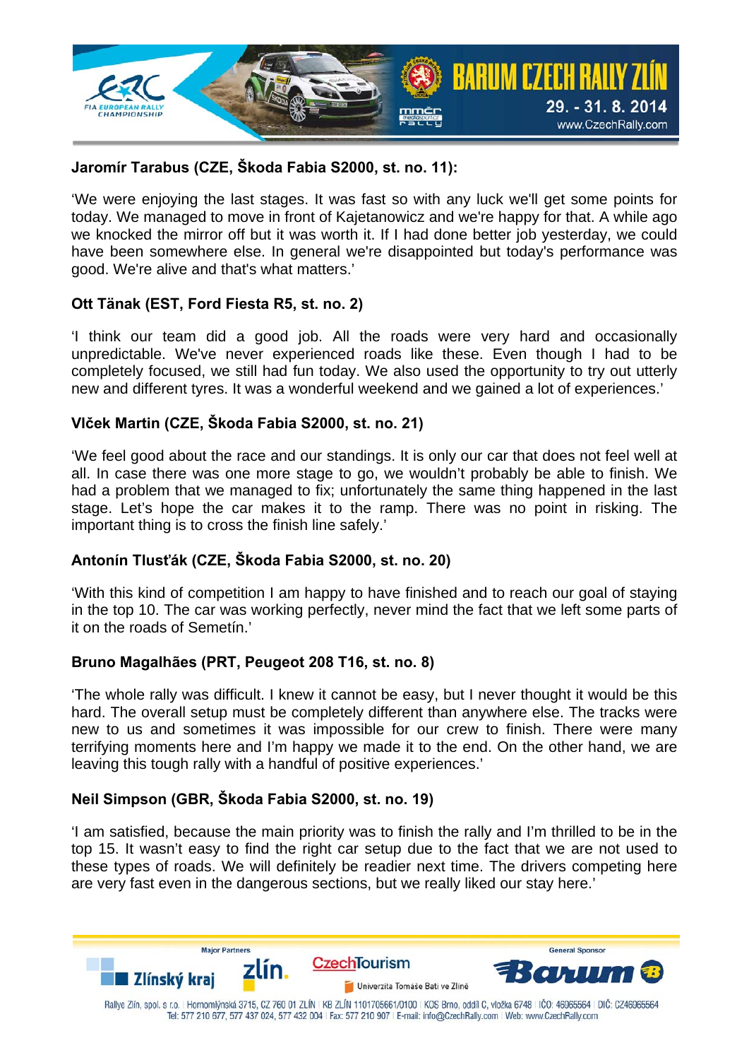**Jaromír Tarabus (CZE, Škoda Fabia S2000, st. no. 11):**

'We were enjoying the last stages. It was fast so with any luck we'll get some points for today. We managed to move in front of Kajetanowicz and we're happy for that. A while ago we knocked the mirror off but it was worth it. If I had done better job yesterday, we could have been somewhere else. In general we're disappointed but today's performance was good. We're alive and that's what matters.'

**Ott Tänak (EST, Ford Fiesta R5, st. no. 2)**

'I think our team did a good job. All the roads were very hard and occasionally unpredictable. We've never experienced roads like these. Even though I had to be completely focused, we still had fun today. We also used the opportunity to try out utterly new and different tyres. It was a wonderful weekend and we gained a lot of experiences.'

**Vlček Martin (CZE, Škoda Fabia S2000, st. no. 21)**

'We feel good about the race and our standings. It is only our car that does not feel well at all. In case there was one more stage to go, we wouldn't probably be able to finish. We had a problem that we managed to fix; unfortunately the same thing happened in the last stage. Let's hope the car makes it to the ramp. There was no point in risking. The important thing is to cross the finish line safely.'

**Antonín Tlusťák (CZE, Škoda Fabia S2000, st. no. 20)**

'With this kind of competition I am happy to have finished and to reach our goal of staying in the top 10. The car was working perfectly, never mind the fact that we left some parts of it on the roads of Semetín.'

**Bruno Magalhães (PRT, Peugeot 208 T16, st. no. 8)**

'The whole rally was difficult. I knew it cannot be easy, but I never thought it would be this hard. The overall setup must be completely different than anywhere else. The tracks were new to us and sometimes it was impossible for our crew to finish. There were many terrifying moments here and I'm happy we made it to the end. On the other hand, we are leaving this tough rally with a handful of positive experiences.'

**Neil Simpson (GBR, Škoda Fabia S2000, st. no. 19)**

'I am satisfied, because the main priority was to finish the rally and I'm thrilled to be in the top 15. It wasn't easy to find the right car setup due to the fact that we are not used to these types of roads. We will definitely be readier next time. The drivers competing here are very fast even in the dangerous sections, but we really liked our stay here.'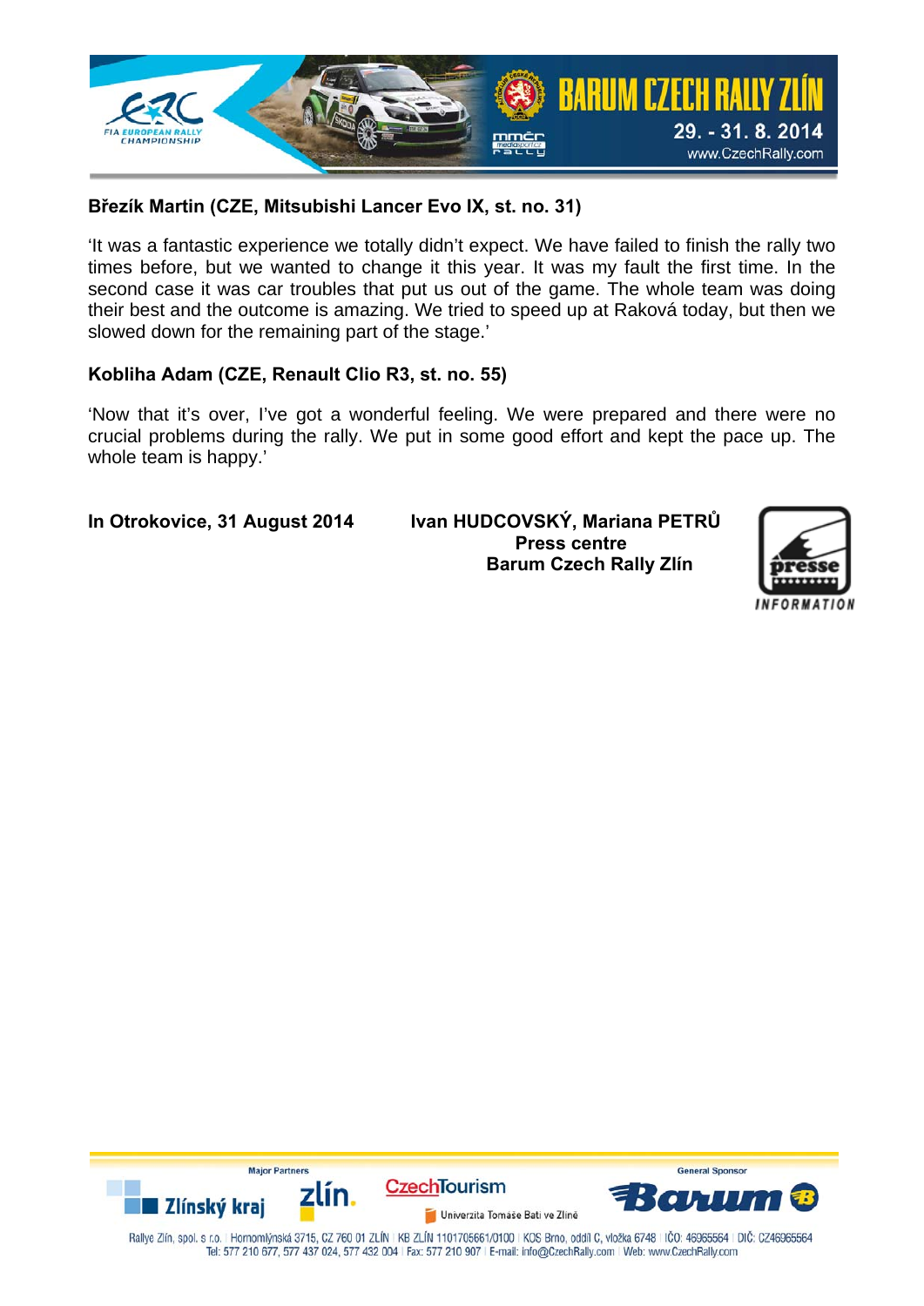**Březík Martin (CZE, Mitsubishi Lancer Evo IX, st. no. 31)**

'It was a fantastic experience we totally didn't expect. We have failed to finish the rally two times before, but we wanted to change it this year. It was my fault the first time. In the second case it was car troubles that put us out of the game. The whole team was doing their best and the outcome is amazing. We tried to speed up at Raková today, but then we slowed down for the remaining part of the stage.'

**Kobliha Adam (CZE, Renault Clio R3, st. no. 55)**

'Now that it's over, I've got a wonderful feeling. We were prepared and there were no crucial problems during the rally. We put in some good effort and kept the pace up. The whole team is happy.'

**In Otrokovice, 31 August 2014**

**Ivan HUDCOVSKÝ, Mariana PETRŮ**
**Press centre**
**Barum Czech Rally Zlín**